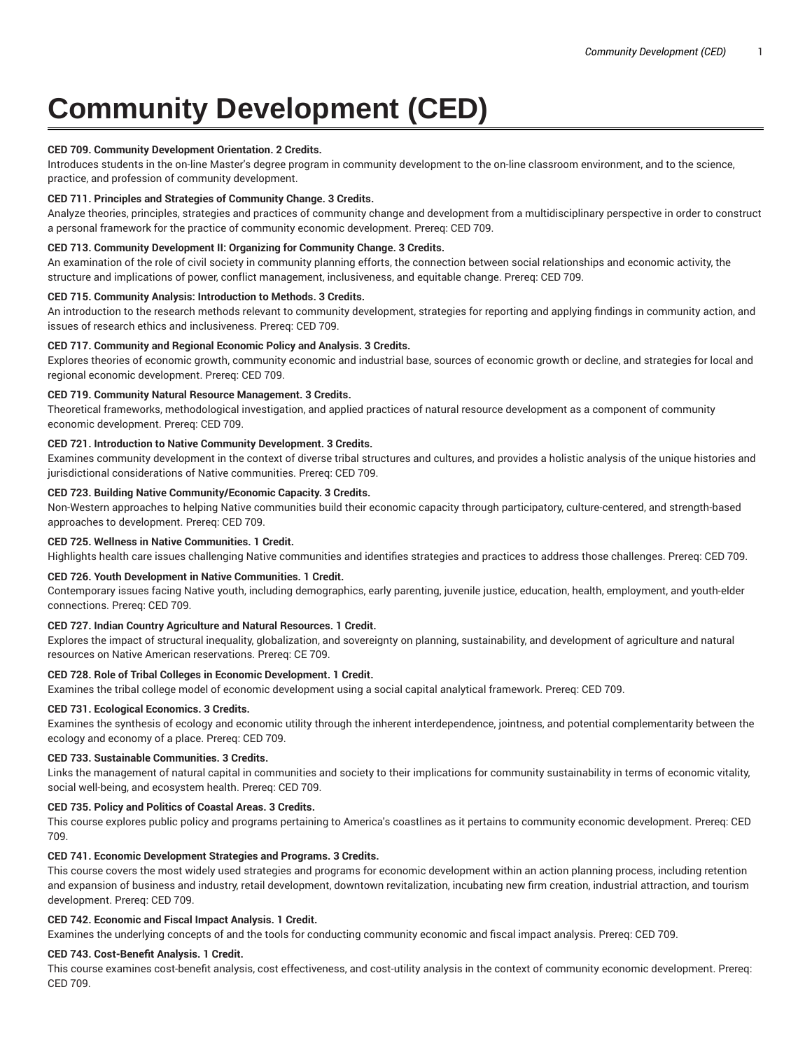# Community Development (CED)

**CED 709. Community Development Orientation. 2 Credits.**
Introduces students in the on-line Master's degree program in community development to the on-line classroom environment, and to the science, practice, and profession of community development.

**CED 711. Principles and Strategies of Community Change. 3 Credits.**
Analyze theories, principles, strategies and practices of community change and development from a multidisciplinary perspective in order to construct a personal framework for the practice of community economic development. Prereq: CED 709.

**CED 713. Community Development II: Organizing for Community Change. 3 Credits.**
An examination of the role of civil society in community planning efforts, the connection between social relationships and economic activity, the structure and implications of power, conflict management, inclusiveness, and equitable change. Prereq: CED 709.

**CED 715. Community Analysis: Introduction to Methods. 3 Credits.**
An introduction to the research methods relevant to community development, strategies for reporting and applying findings in community action, and issues of research ethics and inclusiveness. Prereq: CED 709.

**CED 717. Community and Regional Economic Policy and Analysis. 3 Credits.**
Explores theories of economic growth, community economic and industrial base, sources of economic growth or decline, and strategies for local and regional economic development. Prereq: CED 709.

**CED 719. Community Natural Resource Management. 3 Credits.**
Theoretical frameworks, methodological investigation, and applied practices of natural resource development as a component of community economic development. Prereq: CED 709.

**CED 721. Introduction to Native Community Development. 3 Credits.**
Examines community development in the context of diverse tribal structures and cultures, and provides a holistic analysis of the unique histories and jurisdictional considerations of Native communities. Prereq: CED 709.

**CED 723. Building Native Community/Economic Capacity. 3 Credits.**
Non-Western approaches to helping Native communities build their economic capacity through participatory, culture-centered, and strength-based approaches to development. Prereq: CED 709.

**CED 725. Wellness in Native Communities. 1 Credit.**
Highlights health care issues challenging Native communities and identifies strategies and practices to address those challenges. Prereq: CED 709.

**CED 726. Youth Development in Native Communities. 1 Credit.**
Contemporary issues facing Native youth, including demographics, early parenting, juvenile justice, education, health, employment, and youth-elder connections. Prereq: CED 709.

**CED 727. Indian Country Agriculture and Natural Resources. 1 Credit.**
Explores the impact of structural inequality, globalization, and sovereignty on planning, sustainability, and development of agriculture and natural resources on Native American reservations. Prereq: CE 709.

**CED 728. Role of Tribal Colleges in Economic Development. 1 Credit.**
Examines the tribal college model of economic development using a social capital analytical framework. Prereq: CED 709.

**CED 731. Ecological Economics. 3 Credits.**
Examines the synthesis of ecology and economic utility through the inherent interdependence, jointness, and potential complementarity between the ecology and economy of a place. Prereq: CED 709.

**CED 733. Sustainable Communities. 3 Credits.**
Links the management of natural capital in communities and society to their implications for community sustainability in terms of economic vitality, social well-being, and ecosystem health. Prereq: CED 709.

**CED 735. Policy and Politics of Coastal Areas. 3 Credits.**
This course explores public policy and programs pertaining to America's coastlines as it pertains to community economic development. Prereq: CED 709.

**CED 741. Economic Development Strategies and Programs. 3 Credits.**
This course covers the most widely used strategies and programs for economic development within an action planning process, including retention and expansion of business and industry, retail development, downtown revitalization, incubating new firm creation, industrial attraction, and tourism development. Prereq: CED 709.

**CED 742. Economic and Fiscal Impact Analysis. 1 Credit.**
Examines the underlying concepts of and the tools for conducting community economic and fiscal impact analysis. Prereq: CED 709.

**CED 743. Cost-Benefit Analysis. 1 Credit.**
This course examines cost-benefit analysis, cost effectiveness, and cost-utility analysis in the context of community economic development. Prereq: CED 709.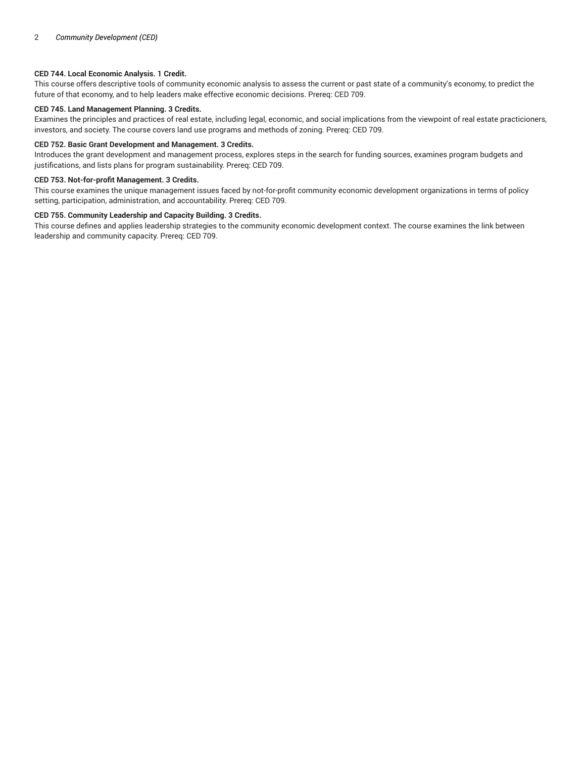**CED 744. Local Economic Analysis. 1 Credit.**
This course offers descriptive tools of community economic analysis to assess the current or past state of a community's economy, to predict the future of that economy, and to help leaders make effective economic decisions. Prereq: CED 709.

**CED 745. Land Management Planning. 3 Credits.**
Examines the principles and practices of real estate, including legal, economic, and social implications from the viewpoint of real estate practicioners, investors, and society. The course covers land use programs and methods of zoning. Prereq: CED 709.

**CED 752. Basic Grant Development and Management. 3 Credits.**
Introduces the grant development and management process, explores steps in the search for funding sources, examines program budgets and justifications, and lists plans for program sustainability. Prereq: CED 709.

**CED 753. Not-for-profit Management. 3 Credits.**
This course examines the unique management issues faced by not-for-profit community economic development organizations in terms of policy setting, participation, administration, and accountability. Prereq: CED 709.

**CED 755. Community Leadership and Capacity Building. 3 Credits.**
This course defines and applies leadership strategies to the community economic development context. The course examines the link between leadership and community capacity. Prereq: CED 709.